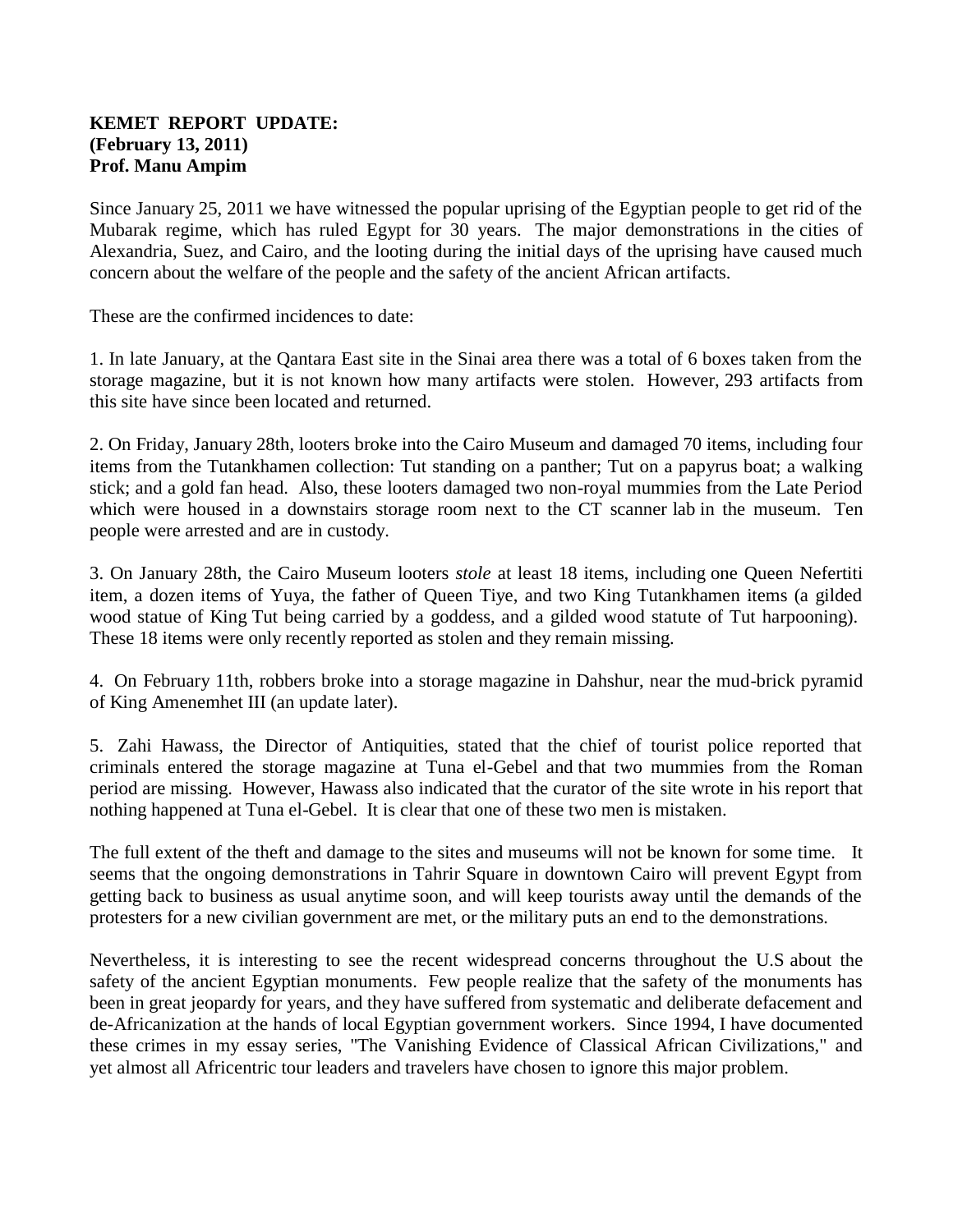**KEMET REPORT UPDATE:**
**(February 13, 2011)**
**Prof. Manu Ampim**

Since January 25, 2011 we have witnessed the popular uprising of the Egyptian people to get rid of the Mubarak regime, which has ruled Egypt for 30 years. The major demonstrations in the cities of Alexandria, Suez, and Cairo, and the looting during the initial days of the uprising have caused much concern about the welfare of the people and the safety of the ancient African artifacts.

These are the confirmed incidences to date:

1. In late January, at the Qantara East site in the Sinai area there was a total of 6 boxes taken from the storage magazine, but it is not known how many artifacts were stolen. However, 293 artifacts from this site have since been located and returned.

2. On Friday, January 28th, looters broke into the Cairo Museum and damaged 70 items, including four items from the Tutankhamen collection: Tut standing on a panther; Tut on a papyrus boat; a walking stick; and a gold fan head. Also, these looters damaged two non-royal mummies from the Late Period which were housed in a downstairs storage room next to the CT scanner lab in the museum. Ten people were arrested and are in custody.

3. On January 28th, the Cairo Museum looters *stole* at least 18 items, including one Queen Nefertiti item, a dozen items of Yuya, the father of Queen Tiye, and two King Tutankhamen items (a gilded wood statue of King Tut being carried by a goddess, and a gilded wood statute of Tut harpooning). These 18 items were only recently reported as stolen and they remain missing.

4. On February 11th, robbers broke into a storage magazine in Dahshur, near the mud-brick pyramid of King Amenemhet III (an update later).

5. Zahi Hawass, the Director of Antiquities, stated that the chief of tourist police reported that criminals entered the storage magazine at Tuna el-Gebel and that two mummies from the Roman period are missing. However, Hawass also indicated that the curator of the site wrote in his report that nothing happened at Tuna el-Gebel. It is clear that one of these two men is mistaken.

The full extent of the theft and damage to the sites and museums will not be known for some time. It seems that the ongoing demonstrations in Tahrir Square in downtown Cairo will prevent Egypt from getting back to business as usual anytime soon, and will keep tourists away until the demands of the protesters for a new civilian government are met, or the military puts an end to the demonstrations.

Nevertheless, it is interesting to see the recent widespread concerns throughout the U.S about the safety of the ancient Egyptian monuments. Few people realize that the safety of the monuments has been in great jeopardy for years, and they have suffered from systematic and deliberate defacement and de-Africanization at the hands of local Egyptian government workers. Since 1994, I have documented these crimes in my essay series, "The Vanishing Evidence of Classical African Civilizations," and yet almost all Africentric tour leaders and travelers have chosen to ignore this major problem.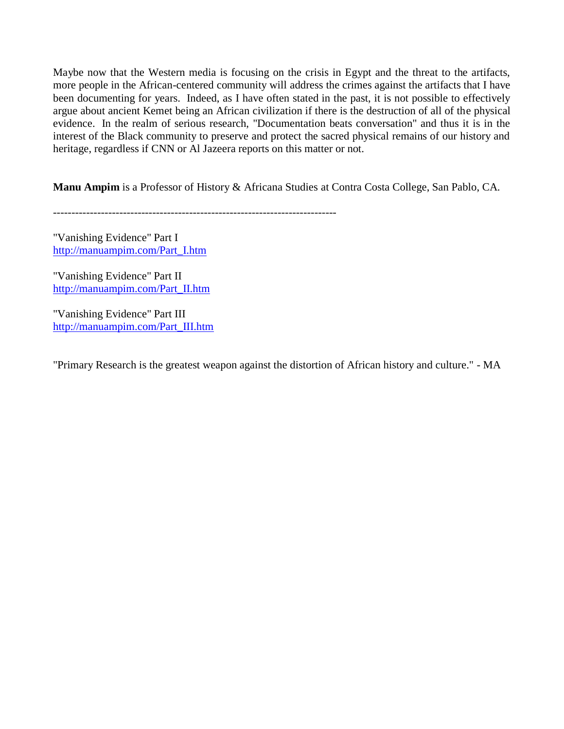Maybe now that the Western media is focusing on the crisis in Egypt and the threat to the artifacts, more people in the African-centered community will address the crimes against the artifacts that I have been documenting for years. Indeed, as I have often stated in the past, it is not possible to effectively argue about ancient Kemet being an African civilization if there is the destruction of all of the physical evidence. In the realm of serious research, "Documentation beats conversation" and thus it is in the interest of the Black community to preserve and protect the sacred physical remains of our history and heritage, regardless if CNN or Al Jazeera reports on this matter or not.

**Manu Ampim** is a Professor of History & Africana Studies at Contra Costa College, San Pablo, CA.

---------------------------------------------------------------------------

"Vanishing Evidence" Part I
http://manuampim.com/Part_I.htm

"Vanishing Evidence" Part II
http://manuampim.com/Part_II.htm

"Vanishing Evidence" Part III
http://manuampim.com/Part_III.htm

"Primary Research is the greatest weapon against the distortion of African history and culture." - MA